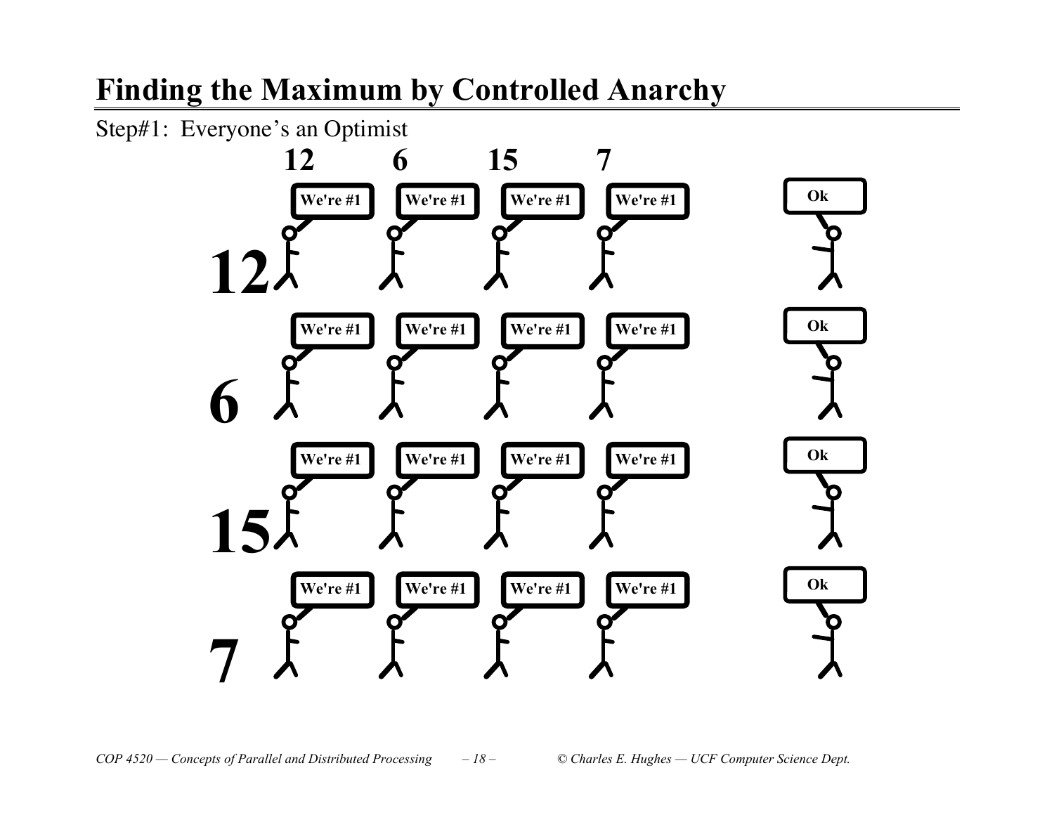# Finding the Maximum by Controlled Anarchy

Step#1: Everyone's an Optimist

|  | 12 | 6 | 15 | 7 |  |
|---|---|---|---|---|---|
| 12 | We're #1 | We're #1 | We're #1 | We're #1 | Ok |
| 6 | We're #1 | We're #1 | We're #1 | We're #1 | Ok |
| 15 | We're #1 | We're #1 | We're #1 | We're #1 | Ok |
| 7 | We're #1 | We're #1 | We're #1 | We're #1 | Ok |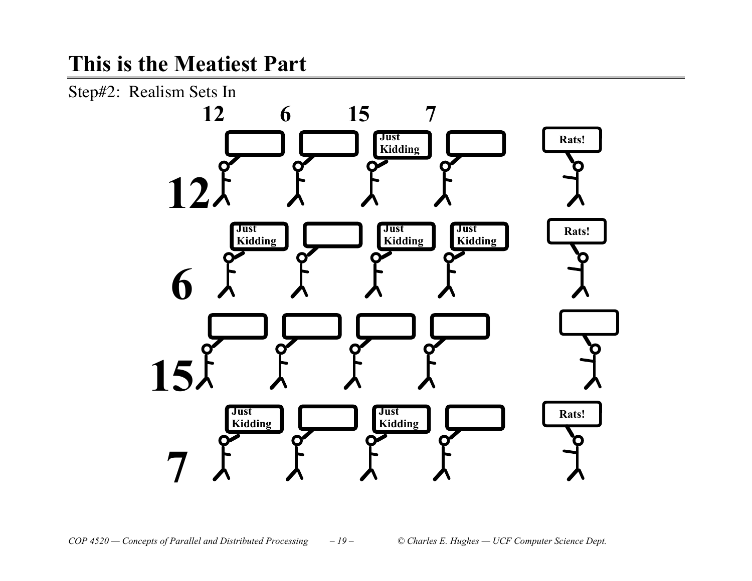# This is the Meatiest Part

Step#2: Realism Sets In

|  | 12 | 6 | 15 | 7 |  |
|---|---|---|---|---|---|
| **12** |  |  | Just Kidding |  | Rats! |
| **6** | Just Kidding |  | Just Kidding | Just Kidding | Rats! |
| **15** |  |  |  |  |  |
| **7** | Just Kidding |  | Just Kidding |  | Rats! |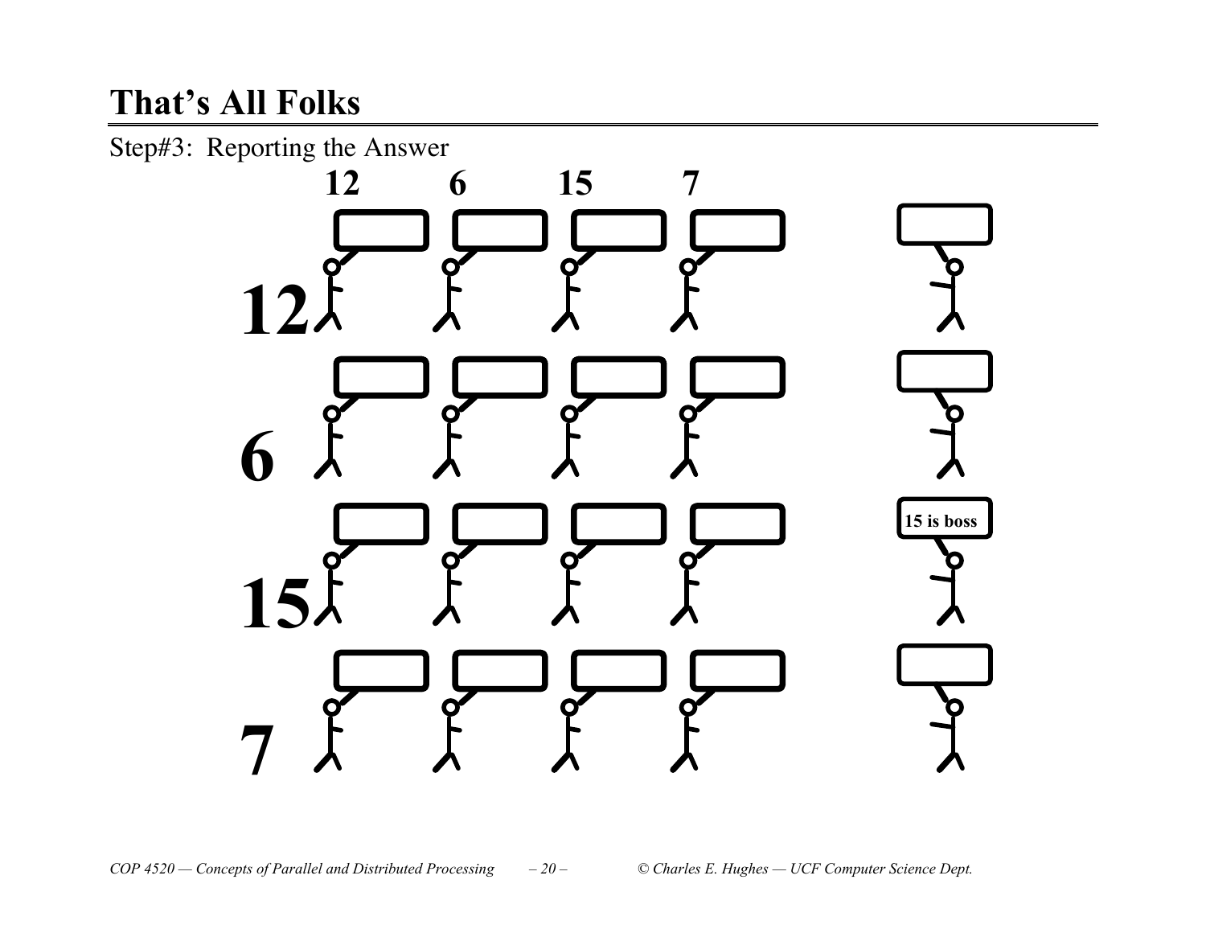# That's All Folks

Step#3: Reporting the Answer

12 6 15 7

12

6

15

7

15 is boss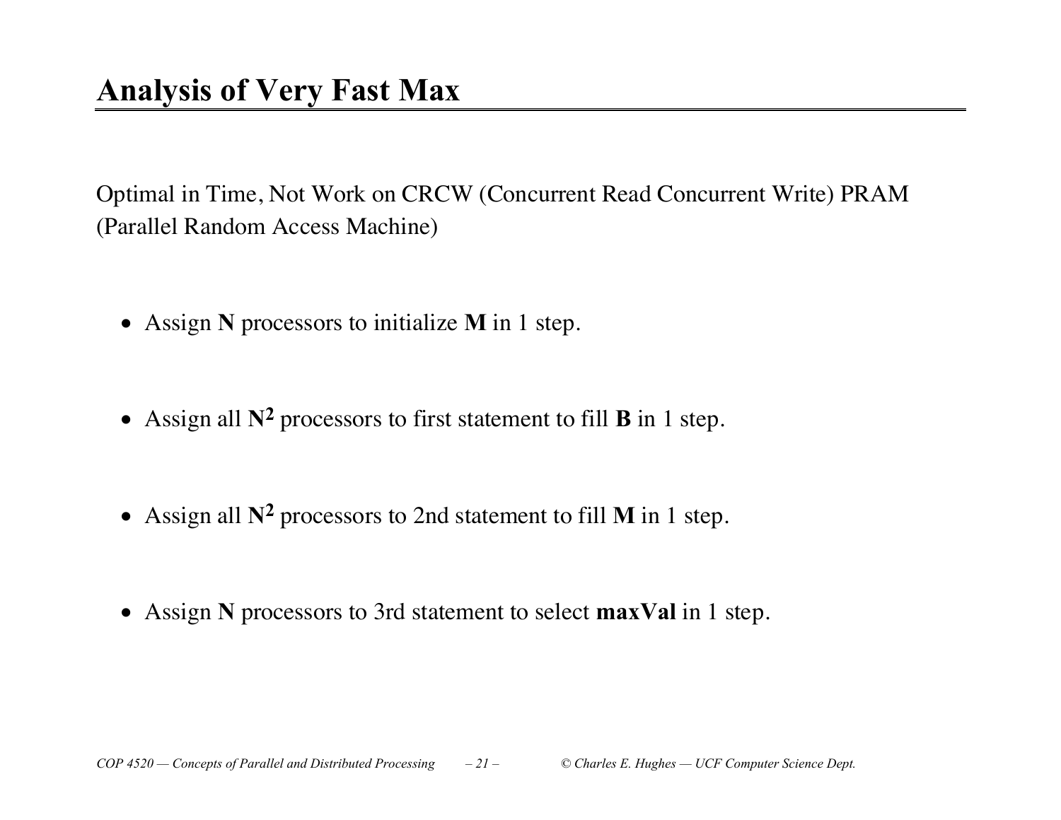# Analysis of Very Fast Max

Optimal in Time, Not Work on CRCW (Concurrent Read Concurrent Write) PRAM (Parallel Random Access Machine)

- Assign **N** processors to initialize **M** in 1 step.
- Assign all $\mathbf{N^2}$ processors to first statement to fill **B** in 1 step.
- Assign all $\mathbf{N^2}$ processors to 2nd statement to fill **M** in 1 step.
- Assign **N** processors to 3rd statement to select **maxVal** in 1 step.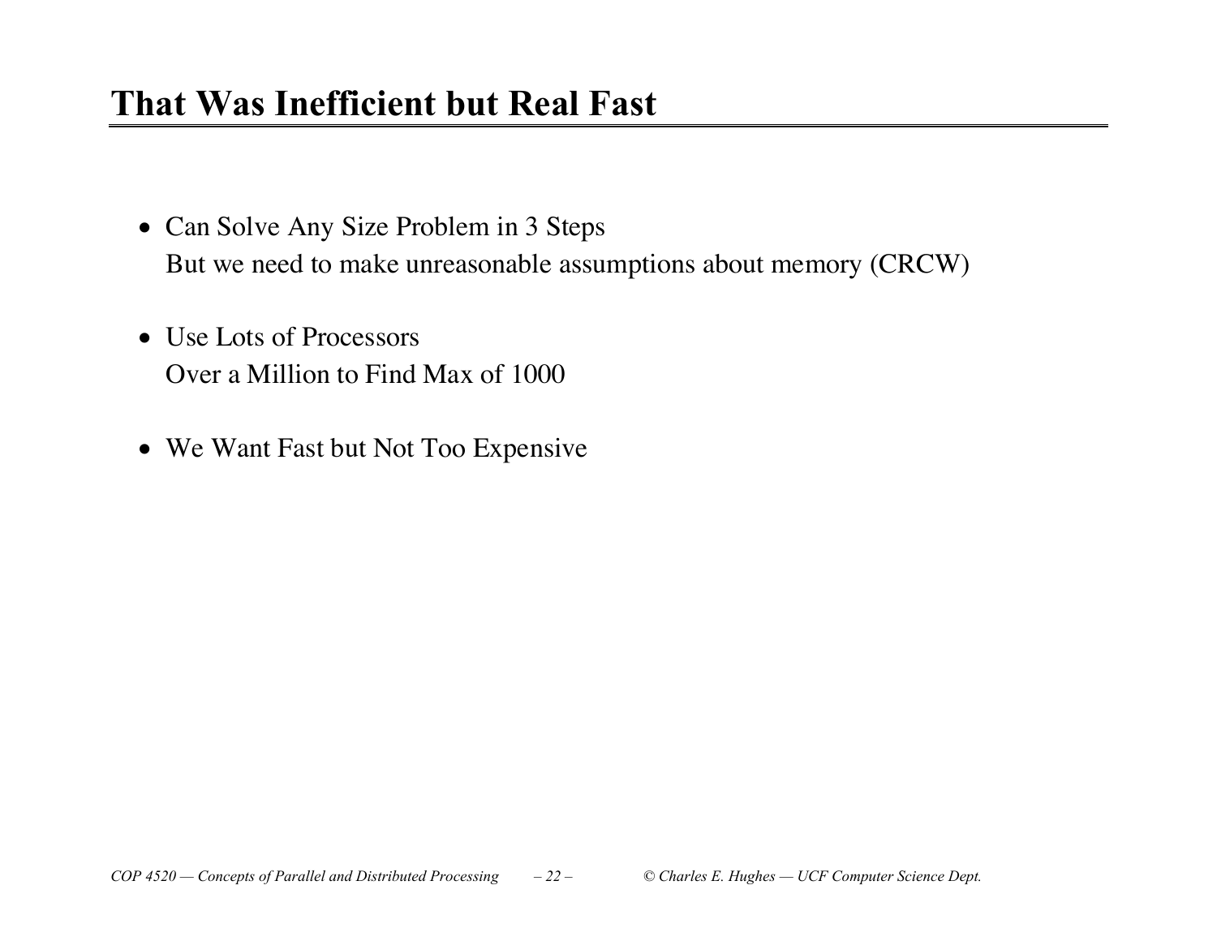# That Was Inefficient but Real Fast

- Can Solve Any Size Problem in 3 Steps
  But we need to make unreasonable assumptions about memory (CRCW)

- Use Lots of Processors
  Over a Million to Find Max of 1000

- We Want Fast but Not Too Expensive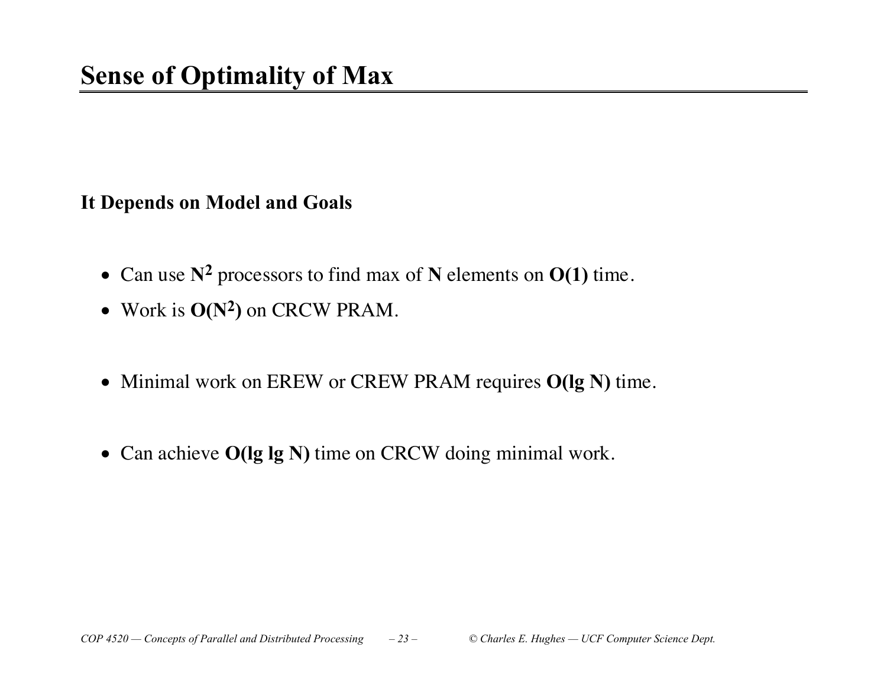# Sense of Optimality of Max

## It Depends on Model and Goals

- Can use $N^2$ processors to find max of **N** elements on **O(1)** time.
- Work is $O(N^2)$ on CRCW PRAM.

- Minimal work on EREW or CREW PRAM requires **O(lg N)** time.

- Can achieve **O(lg lg N)** time on CRCW doing minimal work.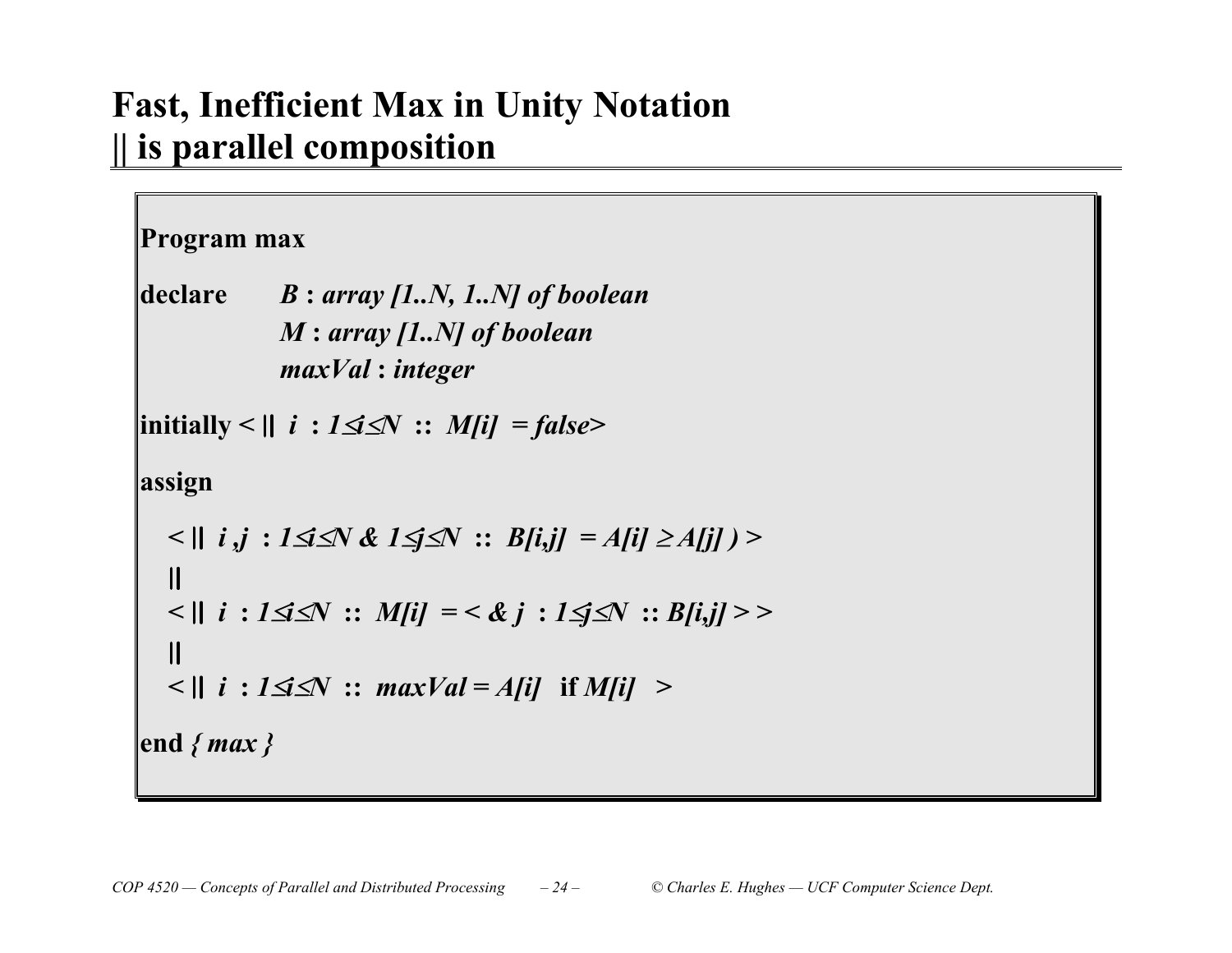# Fast, Inefficient Max in Unity Notation
# || is parallel composition

```
Program max

declare     B : array [1..N, 1..N] of boolean
            M : array [1..N] of boolean
            maxVal : integer

initially < || i : 1≤i≤N :: M[i] = false>

assign

   < || i ,j : 1≤i≤N & 1≤j≤N :: B[i,j] = A[i] ≥ A[j] ) >
   ||
   < || i : 1≤i≤N :: M[i] = < & j : 1≤j≤N :: B[i,j] > >
   ||
   < || i : 1≤i≤N :: maxVal = A[i] if M[i] >

end { max }
```